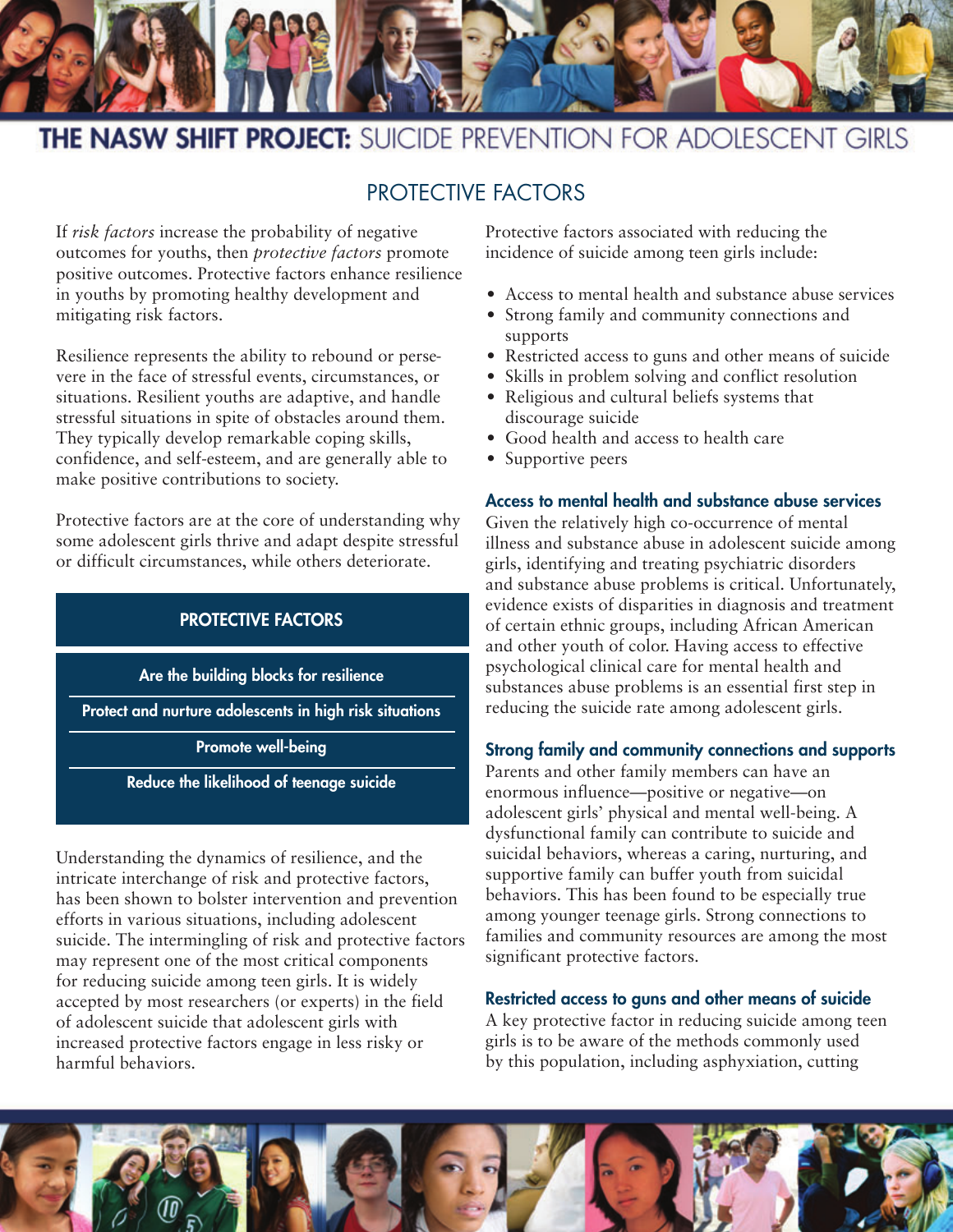# THE NASW SHIFT PROJECT: SUICIDE PREVENTION FOR ADOLESCENT GIRLS

## PROTECTIVE FACTORS

If *risk factors* increase the probability of negative outcomes for youths, then *protective factors* promote positive outcomes. Protective factors enhance resilience in youths by promoting healthy development and mitigating risk factors.

Resilience represents the ability to rebound or persevere in the face of stressful events, circumstances, or situations. Resilient youths are adaptive, and handle stressful situations in spite of obstacles around them. They typically develop remarkable coping skills, confidence, and self-esteem, and are generally able to make positive contributions to society.

Protective factors are at the core of understanding why some adolescent girls thrive and adapt despite stressful or difficult circumstances, while others deteriorate.

| PROTECTIVE FACTORS |
|---|
| Are the building blocks for resilience |
| Protect and nurture adolescents in high risk situations |
| Promote well-being |
| Reduce the likelihood of teenage suicide |

Understanding the dynamics of resilience, and the intricate interchange of risk and protective factors, has been shown to bolster intervention and prevention efforts in various situations, including adolescent suicide. The intermingling of risk and protective factors may represent one of the most critical components for reducing suicide among teen girls. It is widely accepted by most researchers (or experts) in the field of adolescent suicide that adolescent girls with increased protective factors engage in less risky or harmful behaviors.

Protective factors associated with reducing the incidence of suicide among teen girls include:

- Access to mental health and substance abuse services
- Strong family and community connections and supports
- Restricted access to guns and other means of suicide
- Skills in problem solving and conflict resolution
- Religious and cultural beliefs systems that discourage suicide
- Good health and access to health care
- Supportive peers

### Access to mental health and substance abuse services

Given the relatively high co-occurrence of mental illness and substance abuse in adolescent suicide among girls, identifying and treating psychiatric disorders and substance abuse problems is critical. Unfortunately, evidence exists of disparities in diagnosis and treatment of certain ethnic groups, including African American and other youth of color. Having access to effective psychological clinical care for mental health and substances abuse problems is an essential first step in reducing the suicide rate among adolescent girls.

### Strong family and community connections and supports

Parents and other family members can have an enormous influence—positive or negative—on adolescent girls' physical and mental well-being. A dysfunctional family can contribute to suicide and suicidal behaviors, whereas a caring, nurturing, and supportive family can buffer youth from suicidal behaviors. This has been found to be especially true among younger teenage girls. Strong connections to families and community resources are among the most significant protective factors.

### Restricted access to guns and other means of suicide

A key protective factor in reducing suicide among teen girls is to be aware of the methods commonly used by this population, including asphyxiation, cutting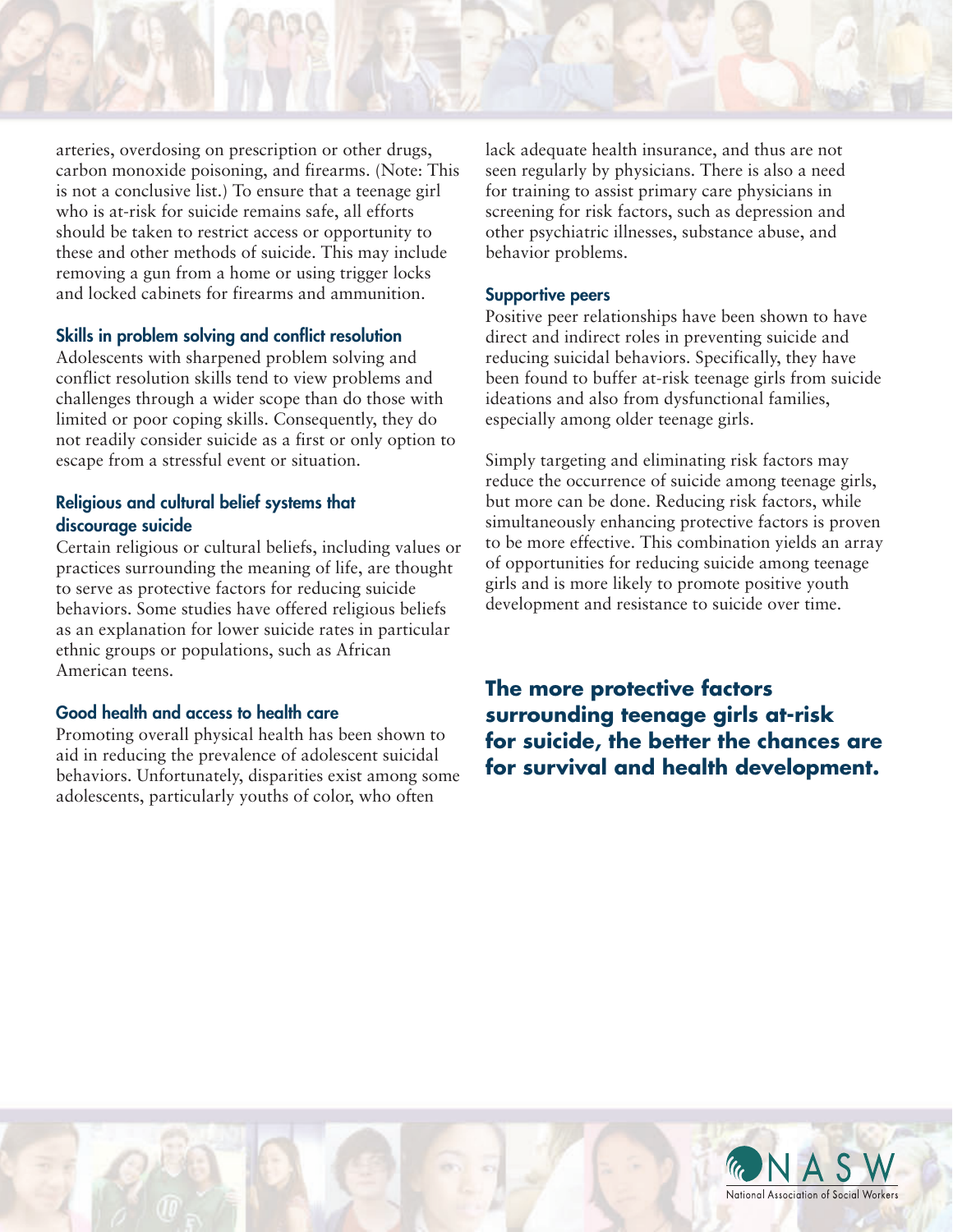arteries, overdosing on prescription or other drugs, carbon monoxide poisoning, and firearms. (Note: This is not a conclusive list.) To ensure that a teenage girl who is at-risk for suicide remains safe, all efforts should be taken to restrict access or opportunity to these and other methods of suicide. This may include removing a gun from a home or using trigger locks and locked cabinets for firearms and ammunition.

### Skills in problem solving and conflict resolution

Adolescents with sharpened problem solving and conflict resolution skills tend to view problems and challenges through a wider scope than do those with limited or poor coping skills. Consequently, they do not readily consider suicide as a first or only option to escape from a stressful event or situation.

### Religious and cultural belief systems that discourage suicide

Certain religious or cultural beliefs, including values or practices surrounding the meaning of life, are thought to serve as protective factors for reducing suicide behaviors. Some studies have offered religious beliefs as an explanation for lower suicide rates in particular ethnic groups or populations, such as African American teens.

### Good health and access to health care

Promoting overall physical health has been shown to aid in reducing the prevalence of adolescent suicidal behaviors. Unfortunately, disparities exist among some adolescents, particularly youths of color, who often lack adequate health insurance, and thus are not seen regularly by physicians. There is also a need for training to assist primary care physicians in screening for risk factors, such as depression and other psychiatric illnesses, substance abuse, and behavior problems.

### Supportive peers

Positive peer relationships have been shown to have direct and indirect roles in preventing suicide and reducing suicidal behaviors. Specifically, they have been found to buffer at-risk teenage girls from suicide ideations and also from dysfunctional families, especially among older teenage girls.

Simply targeting and eliminating risk factors may reduce the occurrence of suicide among teenage girls, but more can be done. Reducing risk factors, while simultaneously enhancing protective factors is proven to be more effective. This combination yields an array of opportunities for reducing suicide among teenage girls and is more likely to promote positive youth development and resistance to suicide over time.

**The more protective factors surrounding teenage girls at-risk for suicide, the better the chances are for survival and health development.**

NASW
National Association of Social Workers